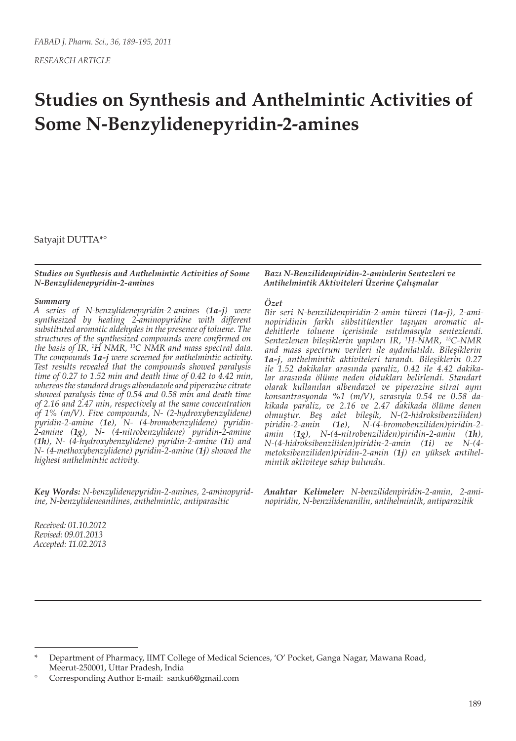*FABAD J. Pharm. Sci., 36, 189-195, 2011*

*RESEARCH ARTICLE*

# Studies on Synthesis and Anthelmintic Activities of Some N-Benzylidenepyridin-2-amines

Satyajit DUTTA*°

***Studies on Synthesis and Anthelmintic Activities of Some N-Benzylidenepyridin-2-amines***

***Summary***

*A series of N-benzylidenepyridin-2-amines (**1a-j**) were synthesized by heating 2-aminopyridine with different substituted aromatic aldehydes in the presence of toluene. The structures of the synthesized compounds were confirmed on the basis of IR, $^{1}H$ NMR, $^{13}C$ NMR and mass spectral data. The compounds **1a-j** were screened for anthelmintic activity. Test results revealed that the compounds showed paralysis time of 0.27 to 1.52 min and death time of 0.42 to 4.42 min, whereas the standard drugs albendazole and piperazine citrate showed paralysis time of 0.54 and 0.58 min and death time of 2.16 and 2.47 min, respectively at the same concentration of 1% (m/V). Five compounds, N- (2-hydroxybenzylidene) pyridin-2-amine (**1e**), N- (4-bromobenzylidene) pyridin-2-amine (**1g**), N- (4-nitrobenzylidene) pyridin-2-amine (**1h**), N- (4-hydroxybenzylidene) pyridin-2-amine (**1i**) and N- (4-methoxybenzylidene) pyridin-2-amine (**1j**) showed the highest anthelmintic activity.*

***Key Words:** N-benzylidenepyridin-2-amines, 2-aminopyridine, N-benzylideneanilines, anthelmintic, antiparasitic*

*Received: 01.10.2012*
*Revised: 09.01.2013*
*Accepted: 11.02.2013*

***Bazı N-Benzilidenpiridin-2-aminlerin Sentezleri ve Antihelmintik Aktiviteleri Üzerine Çalışmalar***

***Özet***

*Bir seri N-benzilidenpiridin-2-amin türevi (**1a-j**), 2-aminopiridinin farklı sübstitüentler taşıyan aromatic aldehitlerle toluene içerisinde ısıtılmasıyla sentezlendi. Sentezlenen bileşiklerin yapıları IR, $^{1}H$-NMR, $^{13}C$-NMR and mass spectrum verileri ile aydınlatıldı. Bileşiklerin **1a-j**, anthelmintik aktiviteleri tarandı. Bileşiklerin 0.27 ile 1.52 dakikalar arasında paraliz, 0.42 ile 4.42 dakikalar arasında ölüme neden oldukları belirlendi. Standart olarak kullanılan albendazol ve piperazine sitrat aynı konsantrasyonda %1 (m/V), sırasıyla 0.54 ve 0.58 dakikada paraliz, ve 2.16 ve 2.47 dakikada ölüme denen olmuştur. Beş adet bileşik, N-(2-hidroksibenziliden) piridin-2-amin (**1e**), N-(4-bromobenziliden)piridin-2-amin (**1g**), N-(4-nitrobenziliden)piridin-2-amin (**1h**), N-(4-hidroksibenziliden)piridin-2-amin (**1i**) ve N-(4-metoksibenziliden)piridin-2-amin (**1j**) en yüksek antihelmintik aktiviteye sahip bulundu.*

***Anahtar Kelimeler:** N-benzilidenpiridin-2-amin, 2-aminopiridin, N-benzilidenanilin, antihelmintik, antiparazitik*

---

\* Department of Pharmacy, IIMT College of Medical Sciences, 'O' Pocket, Ganga Nagar, Mawana Road, Meerut-250001, Uttar Pradesh, India

° Corresponding Author E-mail: sanku6@gmail.com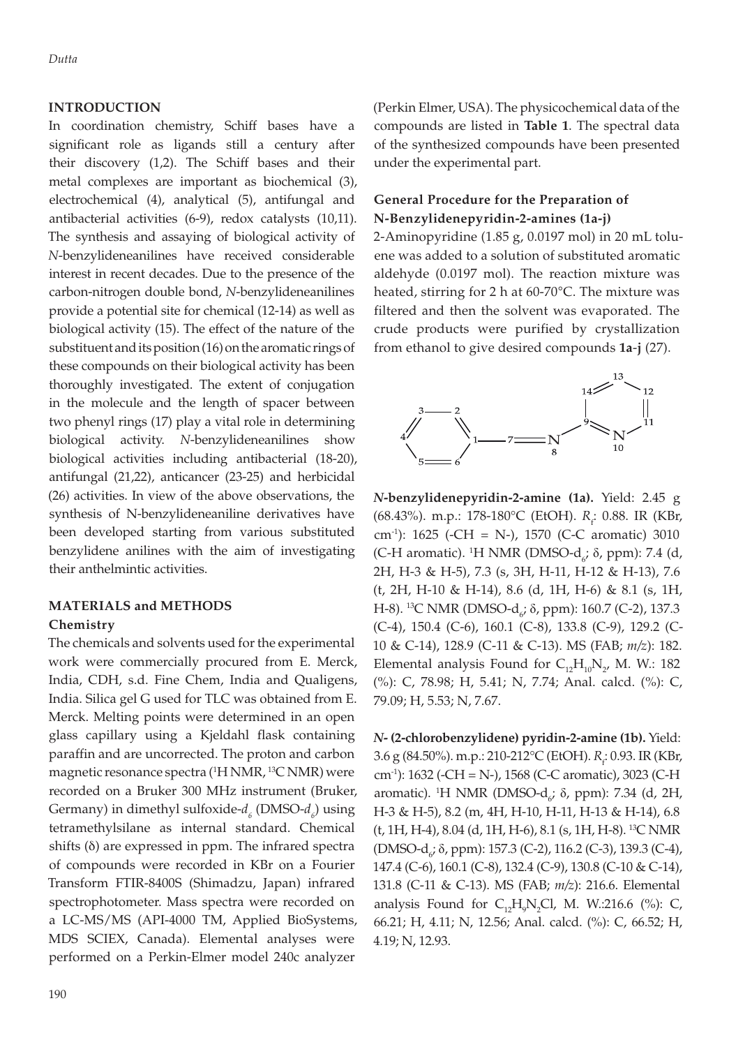## INTRODUCTION

In coordination chemistry, Schiff bases have a significant role as ligands still a century after their discovery (1,2). The Schiff bases and their metal complexes are important as biochemical (3), electrochemical (4), analytical (5), antifungal and antibacterial activities (6-9), redox catalysts (10,11). The synthesis and assaying of biological activity of *N*-benzylideneanilines have received considerable interest in recent decades. Due to the presence of the carbon-nitrogen double bond, *N*-benzylideneanilines provide a potential site for chemical (12-14) as well as biological activity (15). The effect of the nature of the substituent and its position (16) on the aromatic rings of these compounds on their biological activity has been thoroughly investigated. The extent of conjugation in the molecule and the length of spacer between two phenyl rings (17) play a vital role in determining biological activity. *N*-benzylideneanilines show biological activities including antibacterial (18-20), antifungal (21,22), anticancer (23-25) and herbicidal (26) activities. In view of the above observations, the synthesis of N-benzylideneaniline derivatives have been developed starting from various substituted benzylidene anilines with the aim of investigating their anthelmintic activities.

## MATERIALS and METHODS

### Chemistry

The chemicals and solvents used for the experimental work were commercially procured from E. Merck, India, CDH, s.d. Fine Chem, India and Qualigens, India. Silica gel G used for TLC was obtained from E. Merck. Melting points were determined in an open glass capillary using a Kjeldahl flask containing paraffin and are uncorrected. The proton and carbon magnetic resonance spectra ($^{1}$H NMR, $^{13}$C NMR) were recorded on a Bruker 300 MHz instrument (Bruker, Germany) in dimethyl sulfoxide-$d_6$ (DMSO-$d_6$) using tetramethylsilane as internal standard. Chemical shifts (δ) are expressed in ppm. The infrared spectra of compounds were recorded in KBr on a Fourier Transform FTIR-8400S (Shimadzu, Japan) infrared spectrophotometer. Mass spectra were recorded on a LC-MS/MS (API-4000 TM, Applied BioSystems, MDS SCIEX, Canada). Elemental analyses were performed on a Perkin-Elmer model 240c analyzer (Perkin Elmer, USA). The physicochemical data of the compounds are listed in **Table 1**. The spectral data of the synthesized compounds have been presented under the experimental part.

### General Procedure for the Preparation of N-Benzylidenepyridin-2-amines (1a-j)

2-Aminopyridine (1.85 g, 0.0197 mol) in 20 mL toluene was added to a solution of substituted aromatic aldehyde (0.0197 mol). The reaction mixture was heated, stirring for 2 h at 60-70°C. The mixture was filtered and then the solvent was evaporated. The crude products were purified by crystallization from ethanol to give desired compounds **1a-j** (27).

***N*-benzylidenepyridin-2-amine (1a).** Yield: 2.45 g (68.43%). m.p.: 178-180°C (EtOH). $R_f$: 0.88. IR (KBr, cm$^{-1}$): 1625 (-CH = N-), 1570 (C-C aromatic) 3010 (C-H aromatic). $^{1}$H NMR (DMSO-$d_6$; δ, ppm): 7.4 (d, 2H, H-3 & H-5), 7.3 (s, 3H, H-11, H-12 & H-13), 7.6 (t, 2H, H-10 & H-14), 8.6 (d, 1H, H-6) & 8.1 (s, 1H, H-8). $^{13}$C NMR (DMSO-$d_6$; δ, ppm): 160.7 (C-2), 137.3 (C-4), 150.4 (C-6), 160.1 (C-8), 133.8 (C-9), 129.2 (C-10 & C-14), 128.9 (C-11 & C-13). MS (FAB; *m/z*): 182. Elemental analysis Found for $C_{12}H_{10}N_2$, M. W.: 182 (%): C, 78.98; H, 5.41; N, 7.74; Anal. calcd. (%): C, 79.09; H, 5.53; N, 7.67.

***N*- (2-chlorobenzylidene) pyridin-2-amine (1b).** Yield: 3.6 g (84.50%). m.p.: 210-212°C (EtOH). $R_f$: 0.93. IR (KBr, cm$^{-1}$): 1632 (-CH = N-), 1568 (C-C aromatic), 3023 (C-H aromatic). $^{1}$H NMR (DMSO-$d_6$; δ, ppm): 7.34 (d, 2H, H-3 & H-5), 8.2 (m, 4H, H-10, H-11, H-13 & H-14), 6.8 (t, 1H, H-4), 8.04 (d, 1H, H-6), 8.1 (s, 1H, H-8). $^{13}$C NMR (DMSO-$d_6$; δ, ppm): 157.3 (C-2), 116.2 (C-3), 139.3 (C-4), 147.4 (C-6), 160.1 (C-8), 132.4 (C-9), 130.8 (C-10 & C-14), 131.8 (C-11 & C-13). MS (FAB; *m/z*): 216.6. Elemental analysis Found for $C_{12}H_9N_2Cl$, M. W.:216.6 (%): C, 66.21; H, 4.11; N, 12.56; Anal. calcd. (%): C, 66.52; H, 4.19; N, 12.93.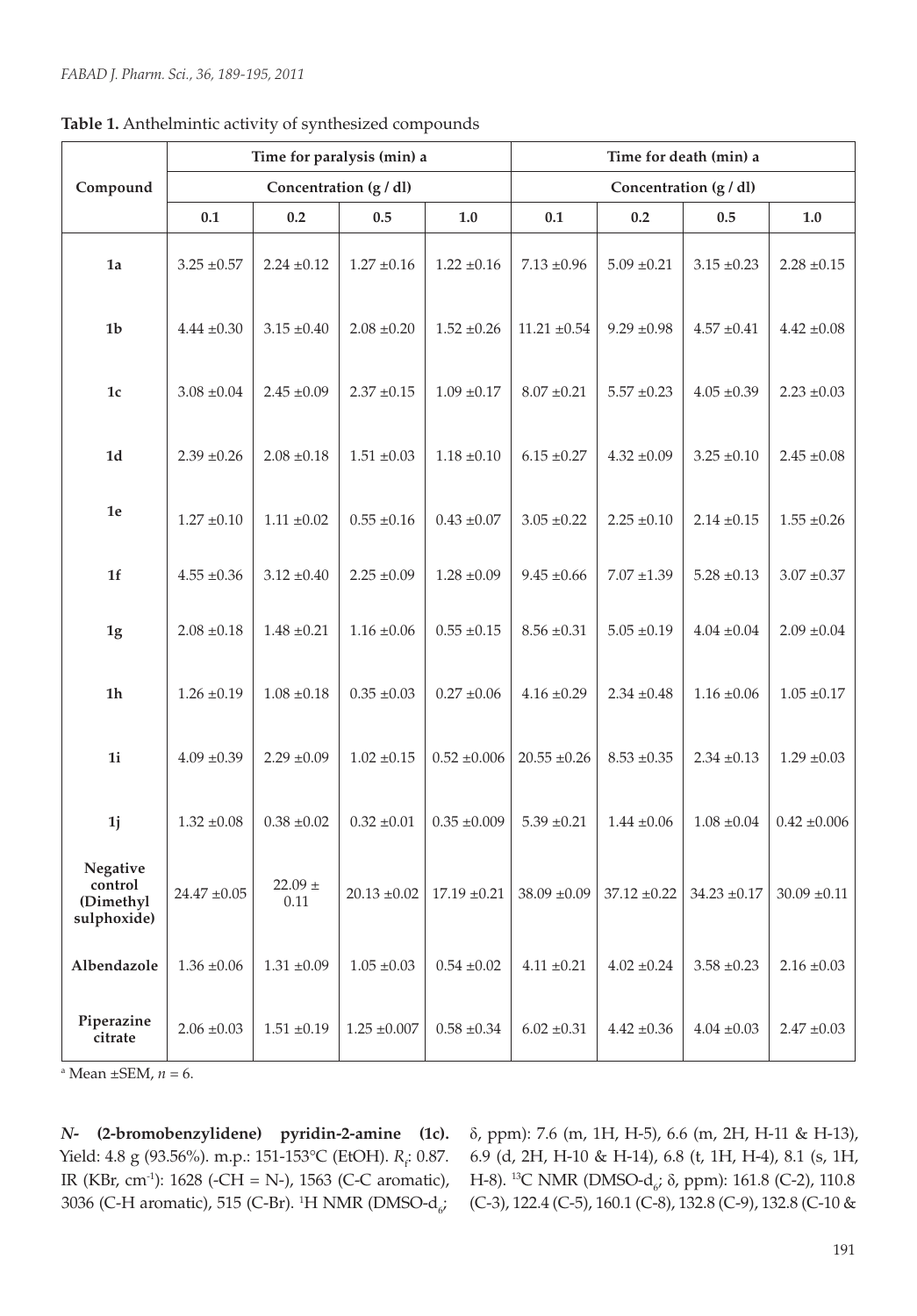**Table 1.** Anthelmintic activity of synthesized compounds

| Compound | Time for paralysis (min) a | | | | Time for death (min) a | | | |
|---|---|---|---|---|---|---|---|---|
| | Concentration (g / dl) | | | | Concentration (g / dl) | | | |
| | 0.1 | 0.2 | 0.5 | 1.0 | 0.1 | 0.2 | 0.5 | 1.0 |
| **1a** | 3.25 ±0.57 | 2.24 ±0.12 | 1.27 ±0.16 | 1.22 ±0.16 | 7.13 ±0.96 | 5.09 ±0.21 | 3.15 ±0.23 | 2.28 ±0.15 |
| **1b** | 4.44 ±0.30 | 3.15 ±0.40 | 2.08 ±0.20 | 1.52 ±0.26 | 11.21 ±0.54 | 9.29 ±0.98 | 4.57 ±0.41 | 4.42 ±0.08 |
| **1c** | 3.08 ±0.04 | 2.45 ±0.09 | 2.37 ±0.15 | 1.09 ±0.17 | 8.07 ±0.21 | 5.57 ±0.23 | 4.05 ±0.39 | 2.23 ±0.03 |
| **1d** | 2.39 ±0.26 | 2.08 ±0.18 | 1.51 ±0.03 | 1.18 ±0.10 | 6.15 ±0.27 | 4.32 ±0.09 | 3.25 ±0.10 | 2.45 ±0.08 |
| **1e** | 1.27 ±0.10 | 1.11 ±0.02 | 0.55 ±0.16 | 0.43 ±0.07 | 3.05 ±0.22 | 2.25 ±0.10 | 2.14 ±0.15 | 1.55 ±0.26 |
| **1f** | 4.55 ±0.36 | 3.12 ±0.40 | 2.25 ±0.09 | 1.28 ±0.09 | 9.45 ±0.66 | 7.07 ±1.39 | 5.28 ±0.13 | 3.07 ±0.37 |
| **1g** | 2.08 ±0.18 | 1.48 ±0.21 | 1.16 ±0.06 | 0.55 ±0.15 | 8.56 ±0.31 | 5.05 ±0.19 | 4.04 ±0.04 | 2.09 ±0.04 |
| **1h** | 1.26 ±0.19 | 1.08 ±0.18 | 0.35 ±0.03 | 0.27 ±0.06 | 4.16 ±0.29 | 2.34 ±0.48 | 1.16 ±0.06 | 1.05 ±0.17 |
| **1i** | 4.09 ±0.39 | 2.29 ±0.09 | 1.02 ±0.15 | 0.52 ±0.006 | 20.55 ±0.26 | 8.53 ±0.35 | 2.34 ±0.13 | 1.29 ±0.03 |
| **1j** | 1.32 ±0.08 | 0.38 ±0.02 | 0.32 ±0.01 | 0.35 ±0.009 | 5.39 ±0.21 | 1.44 ±0.06 | 1.08 ±0.04 | 0.42 ±0.006 |
| **Negative control (Dimethyl sulphoxide)** | 24.47 ±0.05 | 22.09 ± 0.11 | 20.13 ±0.02 | 17.19 ±0.21 | 38.09 ±0.09 | 37.12 ±0.22 | 34.23 ±0.17 | 30.09 ±0.11 |
| **Albendazole** | 1.36 ±0.06 | 1.31 ±0.09 | 1.05 ±0.03 | 0.54 ±0.02 | 4.11 ±0.21 | 4.02 ±0.24 | 3.58 ±0.23 | 2.16 ±0.03 |
| **Piperazine citrate** | 2.06 ±0.03 | 1.51 ±0.19 | 1.25 ±0.007 | 0.58 ±0.34 | 6.02 ±0.31 | 4.42 ±0.36 | 4.04 ±0.03 | 2.47 ±0.03 |

[a] Mean ±SEM, *n* = 6.

***N*- (2-bromobenzylidene) pyridin-2-amine (1c).** Yield: 4.8 g (93.56%). m.p.: 151-153°C (EtOH). $R_f$: 0.87. IR (KBr, $cm^{-1}$): 1628 (-CH = N-), 1563 (C-C aromatic), 3036 (C-H aromatic), 515 (C-Br). $^1H$ NMR (DMSO-$d_6$; δ, ppm): 7.6 (m, 1H, H-5), 6.6 (m, 2H, H-11 & H-13), 6.9 (d, 2H, H-10 & H-14), 6.8 (t, 1H, H-4), 8.1 (s, 1H, H-8). $^{13}C$ NMR (DMSO-$d_6$; δ, ppm): 161.8 (C-2), 110.8 (C-3), 122.4 (C-5), 160.1 (C-8), 132.8 (C-9), 132.8 (C-10 &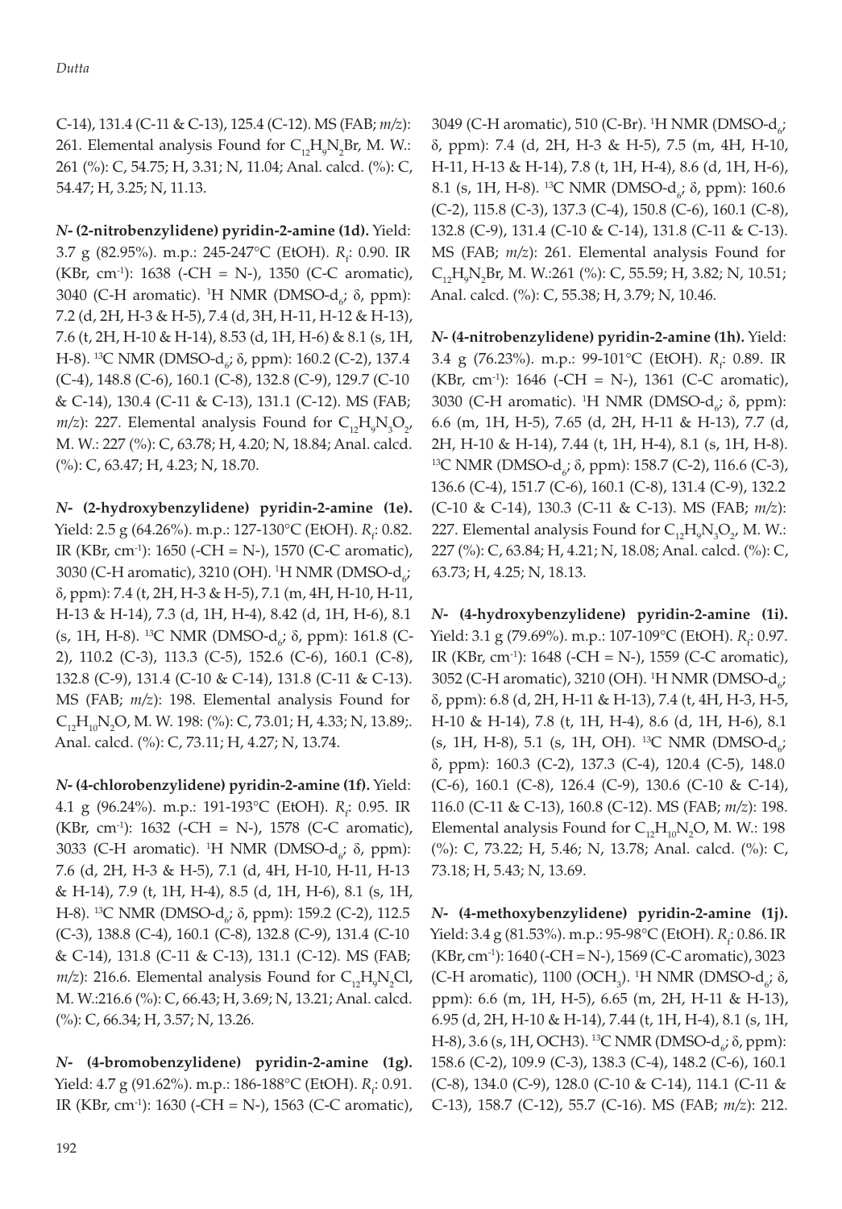C-14), 131.4 (C-11 & C-13), 125.4 (C-12). MS (FAB; *m/z*): 261. Elemental analysis Found for $C_{12}H_9N_2Br$, M. W.: 261 (%): C, 54.75; H, 3.31; N, 11.04; Anal. calcd. (%): C, 54.47; H, 3.25; N, 11.13.

***N*- (2-nitrobenzylidene) pyridin-2-amine (1d).** Yield: 3.7 g (82.95%). m.p.: 245-247°C (EtOH). $R_f$: 0.90. IR (KBr, $cm^{-1}$): 1638 (-CH = N-), 1350 (C-C aromatic), 3040 (C-H aromatic). $^1H$ NMR (DMSO-$d_6$; δ, ppm): 7.2 (d, 2H, H-3 & H-5), 7.4 (d, 3H, H-11, H-12 & H-13), 7.6 (t, 2H, H-10 & H-14), 8.53 (d, 1H, H-6) & 8.1 (s, 1H, H-8). $^{13}C$ NMR (DMSO-$d_6$; δ, ppm): 160.2 (C-2), 137.4 (C-4), 148.8 (C-6), 160.1 (C-8), 132.8 (C-9), 129.7 (C-10 & C-14), 130.4 (C-11 & C-13), 131.1 (C-12). MS (FAB; *m/z*): 227. Elemental analysis Found for $C_{12}H_9N_3O_2$, M. W.: 227 (%): C, 63.78; H, 4.20; N, 18.84; Anal. calcd. (%): C, 63.47; H, 4.23; N, 18.70.

***N*- (2-hydroxybenzylidene) pyridin-2-amine (1e).** Yield: 2.5 g (64.26%). m.p.: 127-130°C (EtOH). $R_f$: 0.82. IR (KBr, $cm^{-1}$): 1650 (-CH = N-), 1570 (C-C aromatic), 3030 (C-H aromatic), 3210 (OH). $^1H$ NMR (DMSO-$d_6$; δ, ppm): 7.4 (t, 2H, H-3 & H-5), 7.1 (m, 4H, H-10, H-11, H-13 & H-14), 7.3 (d, 1H, H-4), 8.42 (d, 1H, H-6), 8.1 (s, 1H, H-8). $^{13}C$ NMR (DMSO-$d_6$; δ, ppm): 161.8 (C-2), 110.2 (C-3), 113.3 (C-5), 152.6 (C-6), 160.1 (C-8), 132.8 (C-9), 131.4 (C-10 & C-14), 131.8 (C-11 & C-13). MS (FAB; *m/z*): 198. Elemental analysis Found for $C_{12}H_{10}N_2O$, M. W. 198: (%): C, 73.01; H, 4.33; N, 13.89;. Anal. calcd. (%): C, 73.11; H, 4.27; N, 13.74.

***N*- (4-chlorobenzylidene) pyridin-2-amine (1f).** Yield: 4.1 g (96.24%). m.p.: 191-193°C (EtOH). $R_f$: 0.95. IR (KBr, $cm^{-1}$): 1632 (-CH = N-), 1578 (C-C aromatic), 3033 (C-H aromatic). $^1H$ NMR (DMSO-$d_6$; δ, ppm): 7.6 (d, 2H, H-3 & H-5), 7.1 (d, 4H, H-10, H-11, H-13 & H-14), 7.9 (t, 1H, H-4), 8.5 (d, 1H, H-6), 8.1 (s, 1H, H-8). $^{13}C$ NMR (DMSO-$d_6$; δ, ppm): 159.2 (C-2), 112.5 (C-3), 138.8 (C-4), 160.1 (C-8), 132.8 (C-9), 131.4 (C-10 & C-14), 131.8 (C-11 & C-13), 131.1 (C-12). MS (FAB; *m/z*): 216.6. Elemental analysis Found for $C_{12}H_9N_2Cl$, M. W.:216.6 (%): C, 66.43; H, 3.69; N, 13.21; Anal. calcd. (%): C, 66.34; H, 3.57; N, 13.26.

***N*- (4-bromobenzylidene) pyridin-2-amine (1g).** Yield: 4.7 g (91.62%). m.p.: 186-188°C (EtOH). $R_f$: 0.91. IR (KBr, $cm^{-1}$): 1630 (-CH = N-), 1563 (C-C aromatic), 3049 (C-H aromatic), 510 (C-Br). $^1H$ NMR (DMSO-$d_6$; δ, ppm): 7.4 (d, 2H, H-3 & H-5), 7.5 (m, 4H, H-10, H-11, H-13 & H-14), 7.8 (t, 1H, H-4), 8.6 (d, 1H, H-6), 8.1 (s, 1H, H-8). $^{13}C$ NMR (DMSO-$d_6$; δ, ppm): 160.6 (C-2), 115.8 (C-3), 137.3 (C-4), 150.8 (C-6), 160.1 (C-8), 132.8 (C-9), 131.4 (C-10 & C-14), 131.8 (C-11 & C-13). MS (FAB; *m/z*): 261. Elemental analysis Found for $C_{12}H_9N_2Br$, M. W.:261 (%): C, 55.59; H, 3.82; N, 10.51; Anal. calcd. (%): C, 55.38; H, 3.79; N, 10.46.

***N*- (4-nitrobenzylidene) pyridin-2-amine (1h).** Yield: 3.4 g (76.23%). m.p.: 99-101°C (EtOH). $R_f$: 0.89. IR (KBr, $cm^{-1}$): 1646 (-CH = N-), 1361 (C-C aromatic), 3030 (C-H aromatic). $^1H$ NMR (DMSO-$d_6$; δ, ppm): 6.6 (m, 1H, H-5), 7.65 (d, 2H, H-11 & H-13), 7.7 (d, 2H, H-10 & H-14), 7.44 (t, 1H, H-4), 8.1 (s, 1H, H-8). $^{13}C$ NMR (DMSO-$d_6$; δ, ppm): 158.7 (C-2), 116.6 (C-3), 136.6 (C-4), 151.7 (C-6), 160.1 (C-8), 131.4 (C-9), 132.2 (C-10 & C-14), 130.3 (C-11 & C-13). MS (FAB; *m/z*): 227. Elemental analysis Found for $C_{12}H_9N_3O_2$, M. W.: 227 (%): C, 63.84; H, 4.21; N, 18.08; Anal. calcd. (%): C, 63.73; H, 4.25; N, 18.13.

***N*- (4-hydroxybenzylidene) pyridin-2-amine (1i).** Yield: 3.1 g (79.69%). m.p.: 107-109°C (EtOH). $R_f$: 0.97. IR (KBr, $cm^{-1}$): 1648 (-CH = N-), 1559 (C-C aromatic), 3052 (C-H aromatic), 3210 (OH). $^1H$ NMR (DMSO-$d_6$; δ, ppm): 6.8 (d, 2H, H-11 & H-13), 7.4 (t, 4H, H-3, H-5, H-10 & H-14), 7.8 (t, 1H, H-4), 8.6 (d, 1H, H-6), 8.1 (s, 1H, H-8), 5.1 (s, 1H, OH). $^{13}C$ NMR (DMSO-$d_6$; δ, ppm): 160.3 (C-2), 137.3 (C-4), 120.4 (C-5), 148.0 (C-6), 160.1 (C-8), 126.4 (C-9), 130.6 (C-10 & C-14), 116.0 (C-11 & C-13), 160.8 (C-12). MS (FAB; *m/z*): 198. Elemental analysis Found for $C_{12}H_{10}N_2O$, M. W.: 198 (%): C, 73.22; H, 5.46; N, 13.78; Anal. calcd. (%): C, 73.18; H, 5.43; N, 13.69.

***N*- (4-methoxybenzylidene) pyridin-2-amine (1j).** Yield: 3.4 g (81.53%). m.p.: 95-98°C (EtOH). $R_f$: 0.86. IR (KBr, $cm^{-1}$): 1640 (-CH = N-), 1569 (C-C aromatic), 3023 (C-H aromatic), 1100 ($OCH_3$). $^1H$ NMR (DMSO-$d_6$; δ, ppm): 6.6 (m, 1H, H-5), 6.65 (m, 2H, H-11 & H-13), 6.95 (d, 2H, H-10 & H-14), 7.44 (t, 1H, H-4), 8.1 (s, 1H, H-8), 3.6 (s, 1H, OCH3). $^{13}C$ NMR (DMSO-$d_6$; δ, ppm): 158.6 (C-2), 109.9 (C-3), 138.3 (C-4), 148.2 (C-6), 160.1 (C-8), 134.0 (C-9), 128.0 (C-10 & C-14), 114.1 (C-11 & C-13), 158.7 (C-12), 55.7 (C-16). MS (FAB; *m/z*): 212.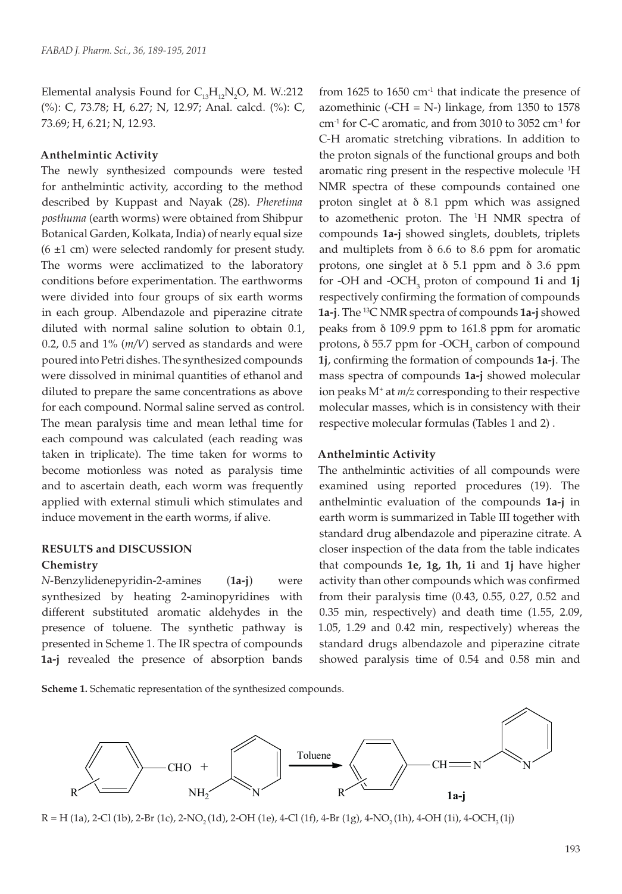Elemental analysis Found for $C_{13}H_{12}N_2O$, M. W.:212 (%): C, 73.78; H, 6.27; N, 12.97; Anal. calcd. (%): C, 73.69; H, 6.21; N, 12.93.

### Anthelmintic Activity

The newly synthesized compounds were tested for anthelmintic activity, according to the method described by Kuppast and Nayak (28). *Pheretima posthuma* (earth worms) were obtained from Shibpur Botanical Garden, Kolkata, India) of nearly equal size (6 ±1 cm) were selected randomly for present study. The worms were acclimatized to the laboratory conditions before experimentation. The earthworms were divided into four groups of six earth worms in each group. Albendazole and piperazine citrate diluted with normal saline solution to obtain 0.1, 0.2, 0.5 and 1% (*m/V*) served as standards and were poured into Petri dishes. The synthesized compounds were dissolved in minimal quantities of ethanol and diluted to prepare the same concentrations as above for each compound. Normal saline served as control. The mean paralysis time and mean lethal time for each compound was calculated (each reading was taken in triplicate). The time taken for worms to become motionless was noted as paralysis time and to ascertain death, each worm was frequently applied with external stimuli which stimulates and induce movement in the earth worms, if alive.

## RESULTS and DISCUSSION

### Chemistry

*N*-Benzylidenepyridin-2-amines (**1a-j**) were synthesized by heating 2-aminopyridines with different substituted aromatic aldehydes in the presence of toluene. The synthetic pathway is presented in Scheme 1. The IR spectra of compounds **1a-j** revealed the presence of absorption bands from 1625 to 1650 $cm^{-1}$ that indicate the presence of azomethinic (-CH = N-) linkage, from 1350 to 1578 $cm^{-1}$ for C-C aromatic, and from 3010 to 3052 $cm^{-1}$ for C-H aromatic stretching vibrations. In addition to the proton signals of the functional groups and both aromatic ring present in the respective molecule $^1H$ NMR spectra of these compounds contained one proton singlet at δ 8.1 ppm which was assigned to azomethenic proton. The $^1H$ NMR spectra of compounds **1a-j** showed singlets, doublets, triplets and multiplets from δ 6.6 to 8.6 ppm for aromatic protons, one singlet at δ 5.1 ppm and δ 3.6 ppm for -OH and $-OCH_3$ proton of compound **1i** and **1j** respectively confirming the formation of compounds **1a-j**. The $^{13}C$ NMR spectra of compounds **1a-j** showed peaks from δ 109.9 ppm to 161.8 ppm for aromatic protons, δ 55.7 ppm for $-OCH_3$ carbon of compound **1j**, confirming the formation of compounds **1a-j**. The mass spectra of compounds **1a-j** showed molecular ion peaks $M^+$ at *m/z* corresponding to their respective molecular masses, which is in consistency with their respective molecular formulas (Tables 1 and 2) .

### Anthelmintic Activity

The anthelmintic activities of all compounds were examined using reported procedures (19). The anthelmintic evaluation of the compounds **1a-j** in earth worm is summarized in Table III together with standard drug albendazole and piperazine citrate. A closer inspection of the data from the table indicates that compounds **1e, 1g, 1h, 1i** and **1j** have higher activity than other compounds which was confirmed from their paralysis time (0.43, 0.55, 0.27, 0.52 and 0.35 min, respectively) and death time (1.55, 2.09, 1.05, 1.29 and 0.42 min, respectively) whereas the standard drugs albendazole and piperazine citrate showed paralysis time of 0.54 and 0.58 min and

**Scheme 1.** Schematic representation of the synthesized compounds.

R = H (1a), 2-Cl (1b), 2-Br (1c), 2-$NO_2$ (1d), 2-OH (1e), 4-Cl (1f), 4-Br (1g), 4-$NO_2$ (1h), 4-OH (1i), 4-$OCH_3$ (1j)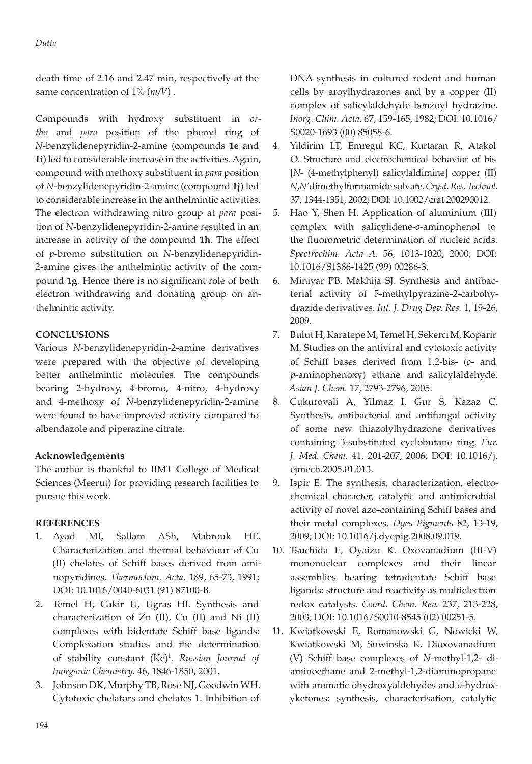death time of 2.16 and 2.47 min, respectively at the same concentration of 1% (*m/V*) .

Compounds with hydroxy substituent in *ortho* and *para* position of the phenyl ring of *N*-benzylidenepyridin-2-amine (compounds **1e** and **1i**) led to considerable increase in the activities. Again, compound with methoxy substituent in *para* position of *N*-benzylidenepyridin-2-amine (compound **1j**) led to considerable increase in the anthelmintic activities. The electron withdrawing nitro group at *para* position of *N*-benzylidenepyridin-2-amine resulted in an increase in activity of the compound **1h**. The effect of *p*-bromo substitution on *N*-benzylidenepyridin-2-amine gives the anthelmintic activity of the compound **1g**. Hence there is no significant role of both electron withdrawing and donating group on anthelmintic activity.

## CONCLUSIONS

Various *N*-benzylidenepyridin-2-amine derivatives were prepared with the objective of developing better anthelmintic molecules. The compounds bearing 2-hydroxy, 4-bromo, 4-nitro, 4-hydroxy and 4-methoxy of *N*-benzylidenepyridin-2-amine were found to have improved activity compared to albendazole and piperazine citrate.

### Acknowledgements

The author is thankful to IIMT College of Medical Sciences (Meerut) for providing research facilities to pursue this work.

## REFERENCES

1. Ayad MI, Sallam ASh, Mabrouk HE. Characterization and thermal behaviour of Cu (II) chelates of Schiff bases derived from aminopyridines. *Thermochim. Acta*. 189, 65-73, 1991; DOI: 10.1016/0040-6031 (91) 87100-B.
2. Temel H, Cakir U, Ugras HI. Synthesis and characterization of Zn (II), Cu (II) and Ni (II) complexes with bidentate Schiff base ligands: Complexation studies and the determination of stability constant (Ke)[1]. *Russian Journal of Inorganic Chemistry.* 46, 1846-1850, 2001.
3. Johnson DK, Murphy TB, Rose NJ, Goodwin WH. Cytotoxic chelators and chelates 1. Inhibition of DNA synthesis in cultured rodent and human cells by aroylhydrazones and by a copper (II) complex of salicylaldehyde benzoyl hydrazine. *Inorg. Chim. Acta.* 67, 159-165, 1982; DOI: 10.1016/S0020-1693 (00) 85058-6.
4. Yildirim LT, Emregul KC, Kurtaran R, Atakol O. Structure and electrochemical behavior of bis [*N*- (4-methylphenyl) salicylaldimine] copper (II) *N*,*N'*dimethylformamide solvate. *Cryst. Res. Technol.* 37, 1344-1351, 2002; DOI: 10.1002/crat.200290012.
5. Hao Y, Shen H. Application of aluminium (III) complex with salicylidene-*o*-aminophenol to the fluorometric determination of nucleic acids. *Spectrochim. Acta A*. 56, 1013-1020, 2000; DOI: 10.1016/S1386-1425 (99) 00286-3.
6. Miniyar PB, Makhija SJ. Synthesis and antibacterial activity of 5-methylpyrazine-2-carbohydrazide derivatives. *Int. J. Drug Dev. Res.* 1, 19-26, 2009.
7. Bulut H, Karatepe M, Temel H, Sekerci M, Koparir M. Studies on the antiviral and cytotoxic activity of Schiff bases derived from 1,2-bis- (*o*- and *p*-aminophenoxy) ethane and salicylaldehyde. *Asian J. Chem.* 17, 2793-2796, 2005.
8. Cukurovali A, Yilmaz I, Gur S, Kazaz C. Synthesis, antibacterial and antifungal activity of some new thiazolylhydrazone derivatives containing 3-substituted cyclobutane ring. *Eur. J. Med. Chem.* 41, 201-207, 2006; DOI: 10.1016/j.ejmech.2005.01.013.
9. Ispir E. The synthesis, characterization, electrochemical character, catalytic and antimicrobial activity of novel azo-containing Schiff bases and their metal complexes. *Dyes Pigments* 82, 13-19, 2009; DOI: 10.1016/j.dyepig.2008.09.019.
10. Tsuchida E, Oyaizu K. Oxovanadium (III-V) mononuclear complexes and their linear assemblies bearing tetradentate Schiff base ligands: structure and reactivity as multielectron redox catalysts. *Coord. Chem. Rev.* 237, 213-228, 2003; DOI: 10.1016/S0010-8545 (02) 00251-5.
11. Kwiatkowski E, Romanowski G, Nowicki W, Kwiatkowski M, Suwinska K. Dioxovanadium (V) Schiff base complexes of *N*-methyl-1,2- diaminoethane and 2-methyl-1,2-diaminopropane with aromatic ohydroxyaldehydes and *o*-hydroxyketones: synthesis, characterisation, catalytic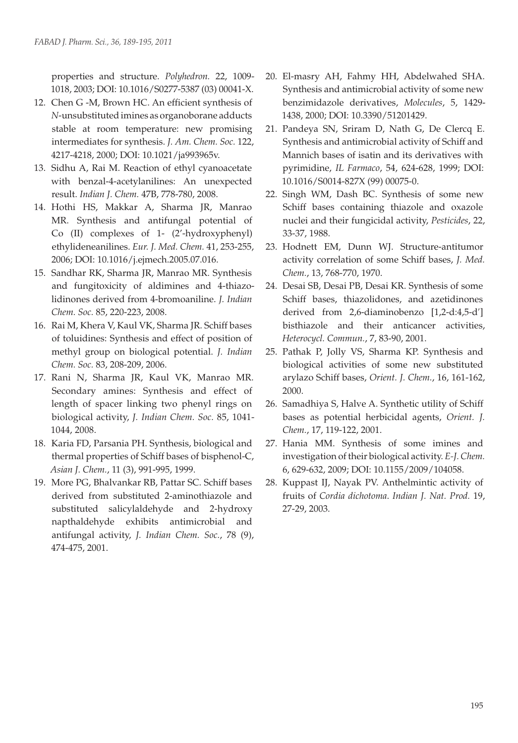properties and structure. *Polyhedron.* 22, 1009-1018, 2003; DOI: 10.1016/S0277-5387 (03) 00041-X.

12. Chen G -M, Brown HC. An efficient synthesis of *N*-unsubstituted imines as organoborane adducts stable at room temperature: new promising intermediates for synthesis. *J. Am. Chem. Soc.* 122, 4217-4218, 2000; DOI: 10.1021/ja993965v.
13. Sidhu A, Rai M. Reaction of ethyl cyanoacetate with benzal-4-acetylanilines: An unexpected result. *Indian J. Chem.* 47B, 778-780, 2008.
14. Hothi HS, Makkar A, Sharma JR, Manrao MR. Synthesis and antifungal potential of Co (II) complexes of 1- (2′-hydroxyphenyl) ethylideneanilines. *Eur. J. Med. Chem.* 41, 253-255, 2006; DOI: 10.1016/j.ejmech.2005.07.016.
15. Sandhar RK, Sharma JR, Manrao MR. Synthesis and fungitoxicity of aldimines and 4-thiazolidinones derived from 4-bromoaniline. *J. Indian Chem. Soc.* 85, 220-223, 2008.
16. Rai M, Khera V, Kaul VK, Sharma JR. Schiff bases of toluidines: Synthesis and effect of position of methyl group on biological potential. *J. Indian Chem. Soc.* 83, 208-209, 2006.
17. Rani N, Sharma JR, Kaul VK, Manrao MR. Secondary amines: Synthesis and effect of length of spacer linking two phenyl rings on biological activity, *J. Indian Chem. Soc.* 85, 1041-1044, 2008.
18. Karia FD, Parsania PH. Synthesis, biological and thermal properties of Schiff bases of bisphenol-C, *Asian J. Chem.*, 11 (3), 991-995, 1999.
19. More PG, Bhalvankar RB, Pattar SC. Schiff bases derived from substituted 2-aminothiazole and substituted salicylaldehyde and 2-hydroxy napthaldehyde exhibits antimicrobial and antifungal activity, *J. Indian Chem. Soc.*, 78 (9), 474-475, 2001.
20. El-masry AH, Fahmy HH, Abdelwahed SHA. Synthesis and antimicrobial activity of some new benzimidazole derivatives, *Molecules*, 5, 1429-1438, 2000; DOI: 10.3390/51201429.
21. Pandeya SN, Sriram D, Nath G, De Clercq E. Synthesis and antimicrobial activity of Schiff and Mannich bases of isatin and its derivatives with pyrimidine, *IL Farmaco*, 54, 624-628, 1999; DOI: 10.1016/S0014-827X (99) 00075-0.
22. Singh WM, Dash BC. Synthesis of some new Schiff bases containing thiazole and oxazole nuclei and their fungicidal activity, *Pesticides*, 22, 33-37, 1988.
23. Hodnett EM, Dunn WJ. Structure-antitumor activity correlation of some Schiff bases, *J. Med. Chem.*, 13, 768-770, 1970.
24. Desai SB, Desai PB, Desai KR. Synthesis of some Schiff bases, thiazolidones, and azetidinones derived from 2,6-diaminobenzo [1,2-d:4,5-d′] bisthiazole and their anticancer activities, *Heterocycl. Commun.*, 7, 83-90, 2001.
25. Pathak P, Jolly VS, Sharma KP. Synthesis and biological activities of some new substituted arylazo Schiff bases, *Orient. J. Chem.*, 16, 161-162, 2000.
26. Samadhiya S, Halve A. Synthetic utility of Schiff bases as potential herbicidal agents, *Orient. J. Chem.*, 17, 119-122, 2001.
27. Hania MM. Synthesis of some imines and investigation of their biological activity. *E-J. Chem.* 6, 629-632, 2009; DOI: 10.1155/2009/104058.
28. Kuppast IJ, Nayak PV. Anthelmintic activity of fruits of *Cordia dichotoma*. *Indian J. Nat. Prod.* 19, 27-29, 2003.